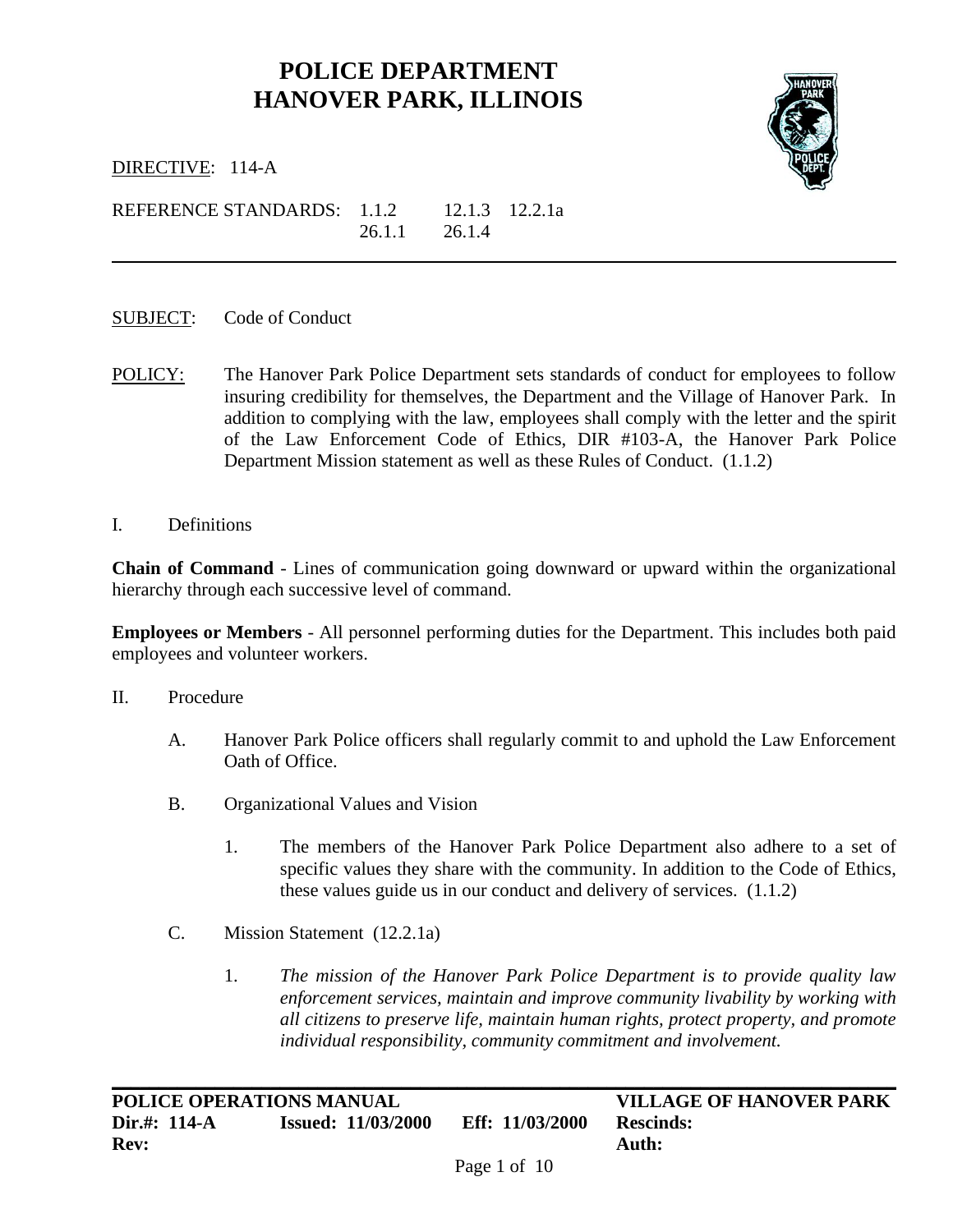# POLICE DEPARTMENT
# HANOVER PARK, ILLINOIS

DIRECTIVE: 114-A

REFERENCE STANDARDS: 1.1.2 12.1.3 12.2.1a 26.1.1 26.1.4

---

SUBJECT: Code of Conduct

POLICY: The Hanover Park Police Department sets standards of conduct for employees to follow insuring credibility for themselves, the Department and the Village of Hanover Park. In addition to complying with the law, employees shall comply with the letter and the spirit of the Law Enforcement Code of Ethics, DIR #103-A, the Hanover Park Police Department Mission statement as well as these Rules of Conduct. (1.1.2)

I. Definitions

**Chain of Command** - Lines of communication going downward or upward within the organizational hierarchy through each successive level of command.

**Employees or Members** - All personnel performing duties for the Department. This includes both paid employees and volunteer workers.

II. Procedure

A. Hanover Park Police officers shall regularly commit to and uphold the Law Enforcement Oath of Office.

B. Organizational Values and Vision

1. The members of the Hanover Park Police Department also adhere to a set of specific values they share with the community. In addition to the Code of Ethics, these values guide us in our conduct and delivery of services. (1.1.2)

C. Mission Statement (12.2.1a)

1. *The mission of the Hanover Park Police Department is to provide quality law enforcement services, maintain and improve community livability by working with all citizens to preserve life, maintain human rights, protect property, and promote individual responsibility, community commitment and involvement.*

---

**POLICE OPERATIONS MANUAL** | **VILLAGE OF HANOVER PARK**
**Dir.#: 114-A** | **Issued: 11/03/2000** | **Eff: 11/03/2000** | **Rescinds:**
**Rev:** | **Auth:**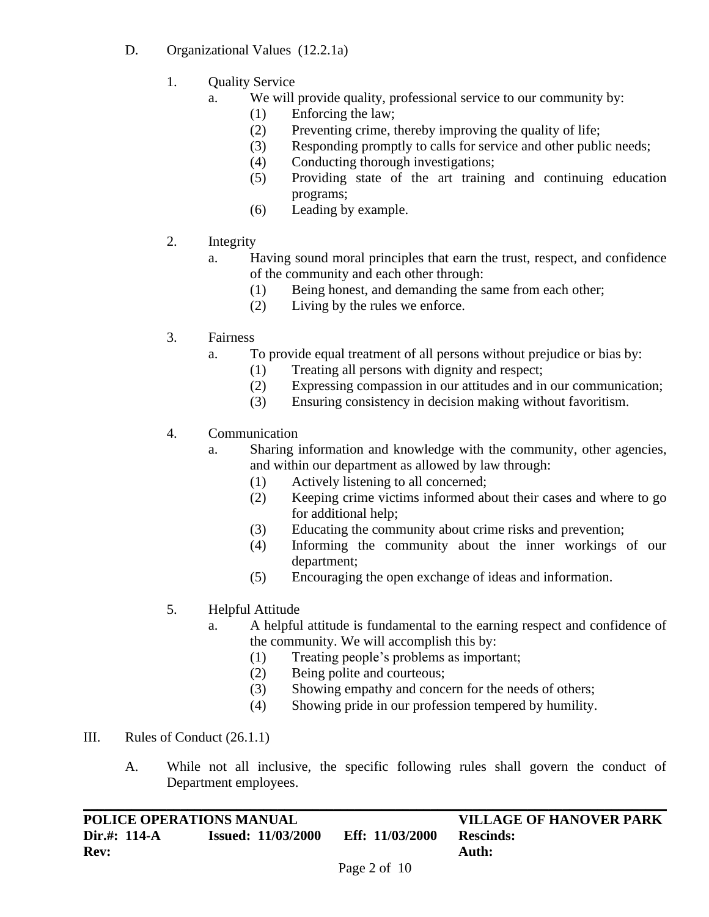D. Organizational Values (12.2.1a)

1. Quality Service
   a. We will provide quality, professional service to our community by:
      (1) Enforcing the law;
      (2) Preventing crime, thereby improving the quality of life;
      (3) Responding promptly to calls for service and other public needs;
      (4) Conducting thorough investigations;
      (5) Providing state of the art training and continuing education programs;
      (6) Leading by example.

2. Integrity
   a. Having sound moral principles that earn the trust, respect, and confidence of the community and each other through:
      (1) Being honest, and demanding the same from each other;
      (2) Living by the rules we enforce.

3. Fairness
   a. To provide equal treatment of all persons without prejudice or bias by:
      (1) Treating all persons with dignity and respect;
      (2) Expressing compassion in our attitudes and in our communication;
      (3) Ensuring consistency in decision making without favoritism.

4. Communication
   a. Sharing information and knowledge with the community, other agencies, and within our department as allowed by law through:
      (1) Actively listening to all concerned;
      (2) Keeping crime victims informed about their cases and where to go for additional help;
      (3) Educating the community about crime risks and prevention;
      (4) Informing the community about the inner workings of our department;
      (5) Encouraging the open exchange of ideas and information.

5. Helpful Attitude
   a. A helpful attitude is fundamental to the earning respect and confidence of the community. We will accomplish this by:
      (1) Treating people's problems as important;
      (2) Being polite and courteous;
      (3) Showing empathy and concern for the needs of others;
      (4) Showing pride in our profession tempered by humility.

III. Rules of Conduct (26.1.1)

A. While not all inclusive, the specific following rules shall govern the conduct of Department employees.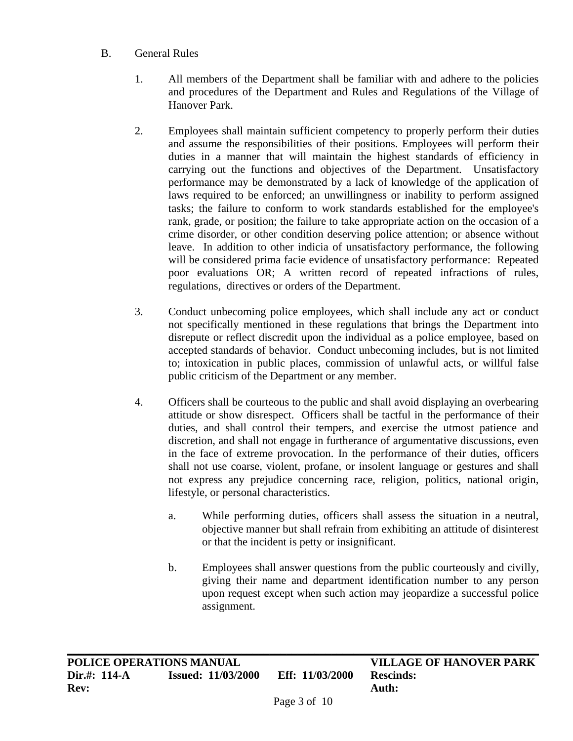B. General Rules

1. All members of the Department shall be familiar with and adhere to the policies and procedures of the Department and Rules and Regulations of the Village of Hanover Park.

2. Employees shall maintain sufficient competency to properly perform their duties and assume the responsibilities of their positions. Employees will perform their duties in a manner that will maintain the highest standards of efficiency in carrying out the functions and objectives of the Department. Unsatisfactory performance may be demonstrated by a lack of knowledge of the application of laws required to be enforced; an unwillingness or inability to perform assigned tasks; the failure to conform to work standards established for the employee's rank, grade, or position; the failure to take appropriate action on the occasion of a crime disorder, or other condition deserving police attention; or absence without leave. In addition to other indicia of unsatisfactory performance, the following will be considered prima facie evidence of unsatisfactory performance: Repeated poor evaluations OR; A written record of repeated infractions of rules, regulations, directives or orders of the Department.

3. Conduct unbecoming police employees, which shall include any act or conduct not specifically mentioned in these regulations that brings the Department into disrepute or reflect discredit upon the individual as a police employee, based on accepted standards of behavior. Conduct unbecoming includes, but is not limited to; intoxication in public places, commission of unlawful acts, or willful false public criticism of the Department or any member.

4. Officers shall be courteous to the public and shall avoid displaying an overbearing attitude or show disrespect. Officers shall be tactful in the performance of their duties, and shall control their tempers, and exercise the utmost patience and discretion, and shall not engage in furtherance of argumentative discussions, even in the face of extreme provocation. In the performance of their duties, officers shall not use coarse, violent, profane, or insolent language or gestures and shall not express any prejudice concerning race, religion, politics, national origin, lifestyle, or personal characteristics.

   a. While performing duties, officers shall assess the situation in a neutral, objective manner but shall refrain from exhibiting an attitude of disinterest or that the incident is petty or insignificant.

   b. Employees shall answer questions from the public courteously and civilly, giving their name and department identification number to any person upon request except when such action may jeopardize a successful police assignment.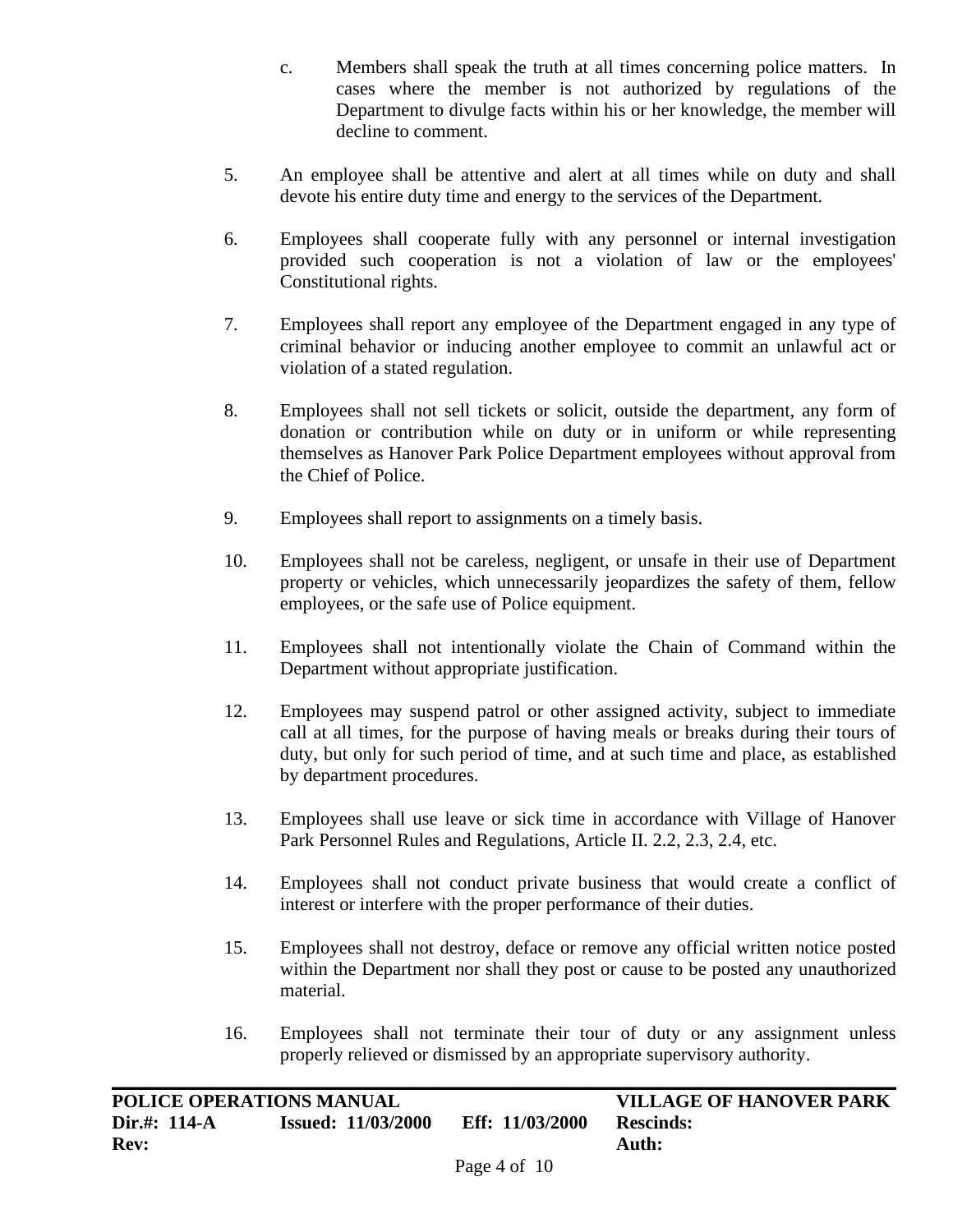c. Members shall speak the truth at all times concerning police matters. In cases where the member is not authorized by regulations of the Department to divulge facts within his or her knowledge, the member will decline to comment.

5. An employee shall be attentive and alert at all times while on duty and shall devote his entire duty time and energy to the services of the Department.

6. Employees shall cooperate fully with any personnel or internal investigation provided such cooperation is not a violation of law or the employees' Constitutional rights.

7. Employees shall report any employee of the Department engaged in any type of criminal behavior or inducing another employee to commit an unlawful act or violation of a stated regulation.

8. Employees shall not sell tickets or solicit, outside the department, any form of donation or contribution while on duty or in uniform or while representing themselves as Hanover Park Police Department employees without approval from the Chief of Police.

9. Employees shall report to assignments on a timely basis.

10. Employees shall not be careless, negligent, or unsafe in their use of Department property or vehicles, which unnecessarily jeopardizes the safety of them, fellow employees, or the safe use of Police equipment.

11. Employees shall not intentionally violate the Chain of Command within the Department without appropriate justification.

12. Employees may suspend patrol or other assigned activity, subject to immediate call at all times, for the purpose of having meals or breaks during their tours of duty, but only for such period of time, and at such time and place, as established by department procedures.

13. Employees shall use leave or sick time in accordance with Village of Hanover Park Personnel Rules and Regulations, Article II. 2.2, 2.3, 2.4, etc.

14. Employees shall not conduct private business that would create a conflict of interest or interfere with the proper performance of their duties.

15. Employees shall not destroy, deface or remove any official written notice posted within the Department nor shall they post or cause to be posted any unauthorized material.

16. Employees shall not terminate their tour of duty or any assignment unless properly relieved or dismissed by an appropriate supervisory authority.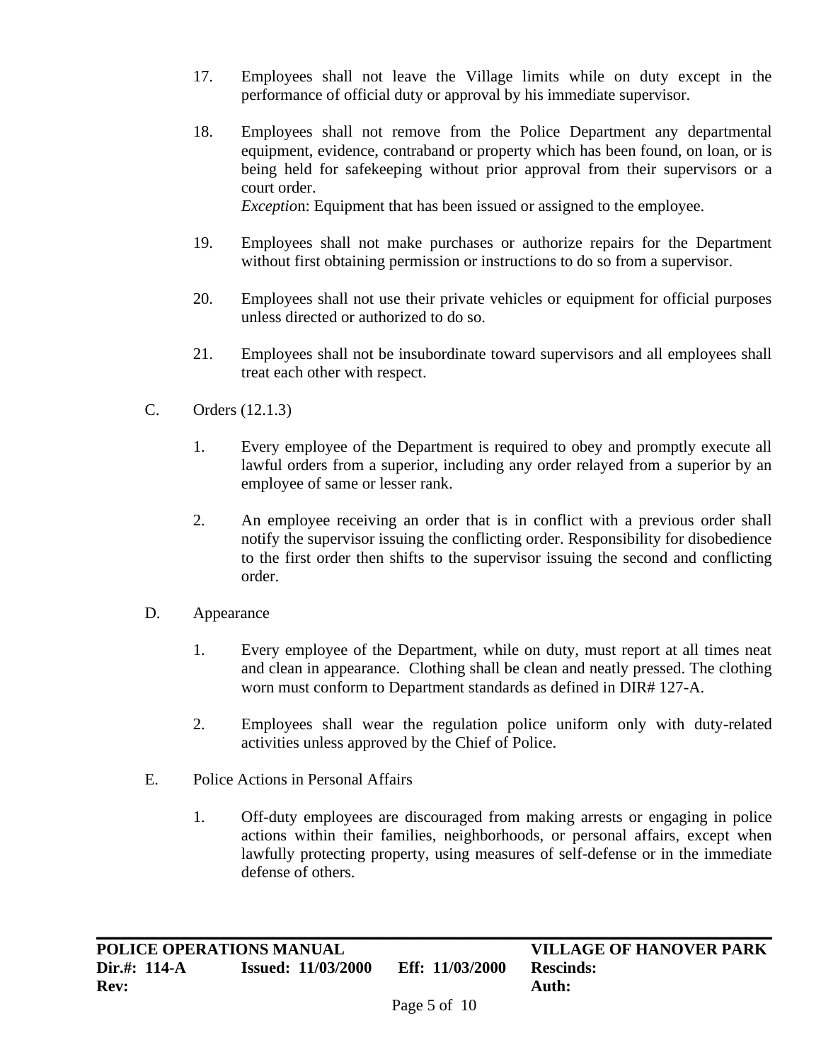17. Employees shall not leave the Village limits while on duty except in the performance of official duty or approval by his immediate supervisor.

18. Employees shall not remove from the Police Department any departmental equipment, evidence, contraband or property which has been found, on loan, or is being held for safekeeping without prior approval from their supervisors or a court order.
    *Exception*: Equipment that has been issued or assigned to the employee.

19. Employees shall not make purchases or authorize repairs for the Department without first obtaining permission or instructions to do so from a supervisor.

20. Employees shall not use their private vehicles or equipment for official purposes unless directed or authorized to do so.

21. Employees shall not be insubordinate toward supervisors and all employees shall treat each other with respect.

C. Orders (12.1.3)

1. Every employee of the Department is required to obey and promptly execute all lawful orders from a superior, including any order relayed from a superior by an employee of same or lesser rank.

2. An employee receiving an order that is in conflict with a previous order shall notify the supervisor issuing the conflicting order. Responsibility for disobedience to the first order then shifts to the supervisor issuing the second and conflicting order.

D. Appearance

1. Every employee of the Department, while on duty, must report at all times neat and clean in appearance. Clothing shall be clean and neatly pressed. The clothing worn must conform to Department standards as defined in DIR# 127-A.

2. Employees shall wear the regulation police uniform only with duty-related activities unless approved by the Chief of Police.

E. Police Actions in Personal Affairs

1. Off-duty employees are discouraged from making arrests or engaging in police actions within their families, neighborhoods, or personal affairs, except when lawfully protecting property, using measures of self-defense or in the immediate defense of others.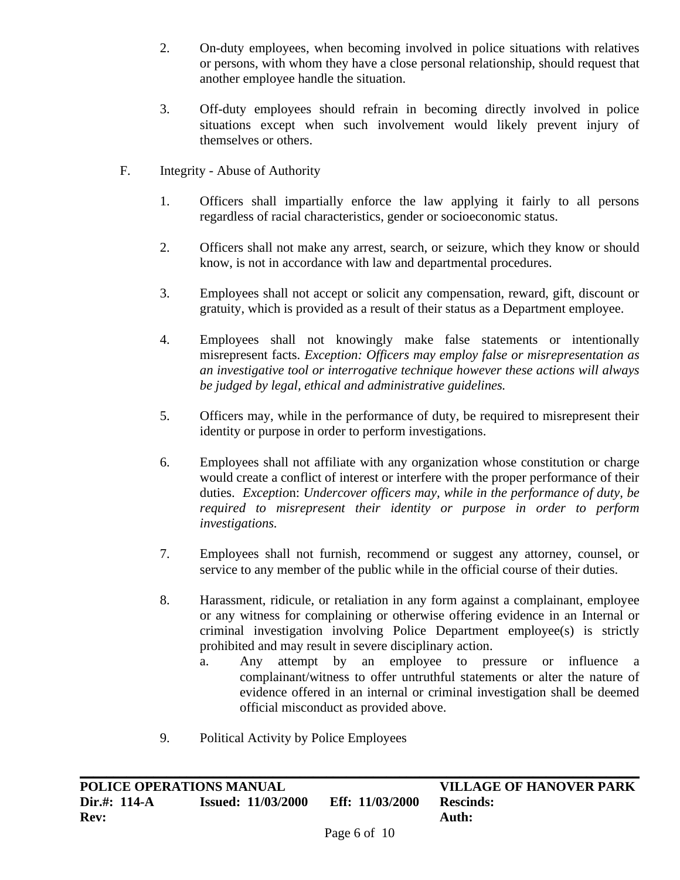2. On-duty employees, when becoming involved in police situations with relatives or persons, with whom they have a close personal relationship, should request that another employee handle the situation.

3. Off-duty employees should refrain in becoming directly involved in police situations except when such involvement would likely prevent injury of themselves or others.

F. Integrity - Abuse of Authority

1. Officers shall impartially enforce the law applying it fairly to all persons regardless of racial characteristics, gender or socioeconomic status.

2. Officers shall not make any arrest, search, or seizure, which they know or should know, is not in accordance with law and departmental procedures.

3. Employees shall not accept or solicit any compensation, reward, gift, discount or gratuity, which is provided as a result of their status as a Department employee.

4. Employees shall not knowingly make false statements or intentionally misrepresent facts. *Exception: Officers may employ false or misrepresentation as an investigative tool or interrogative technique however these actions will always be judged by legal, ethical and administrative guidelines.*

5. Officers may, while in the performance of duty, be required to misrepresent their identity or purpose in order to perform investigations.

6. Employees shall not affiliate with any organization whose constitution or charge would create a conflict of interest or interfere with the proper performance of their duties. *Exception*: *Undercover officers may, while in the performance of duty, be required to misrepresent their identity or purpose in order to perform investigations.*

7. Employees shall not furnish, recommend or suggest any attorney, counsel, or service to any member of the public while in the official course of their duties.

8. Harassment, ridicule, or retaliation in any form against a complainant, employee or any witness for complaining or otherwise offering evidence in an Internal or criminal investigation involving Police Department employee(s) is strictly prohibited and may result in severe disciplinary action.
   a. Any attempt by an employee to pressure or influence a complainant/witness to offer untruthful statements or alter the nature of evidence offered in an internal or criminal investigation shall be deemed official misconduct as provided above.

9. Political Activity by Police Employees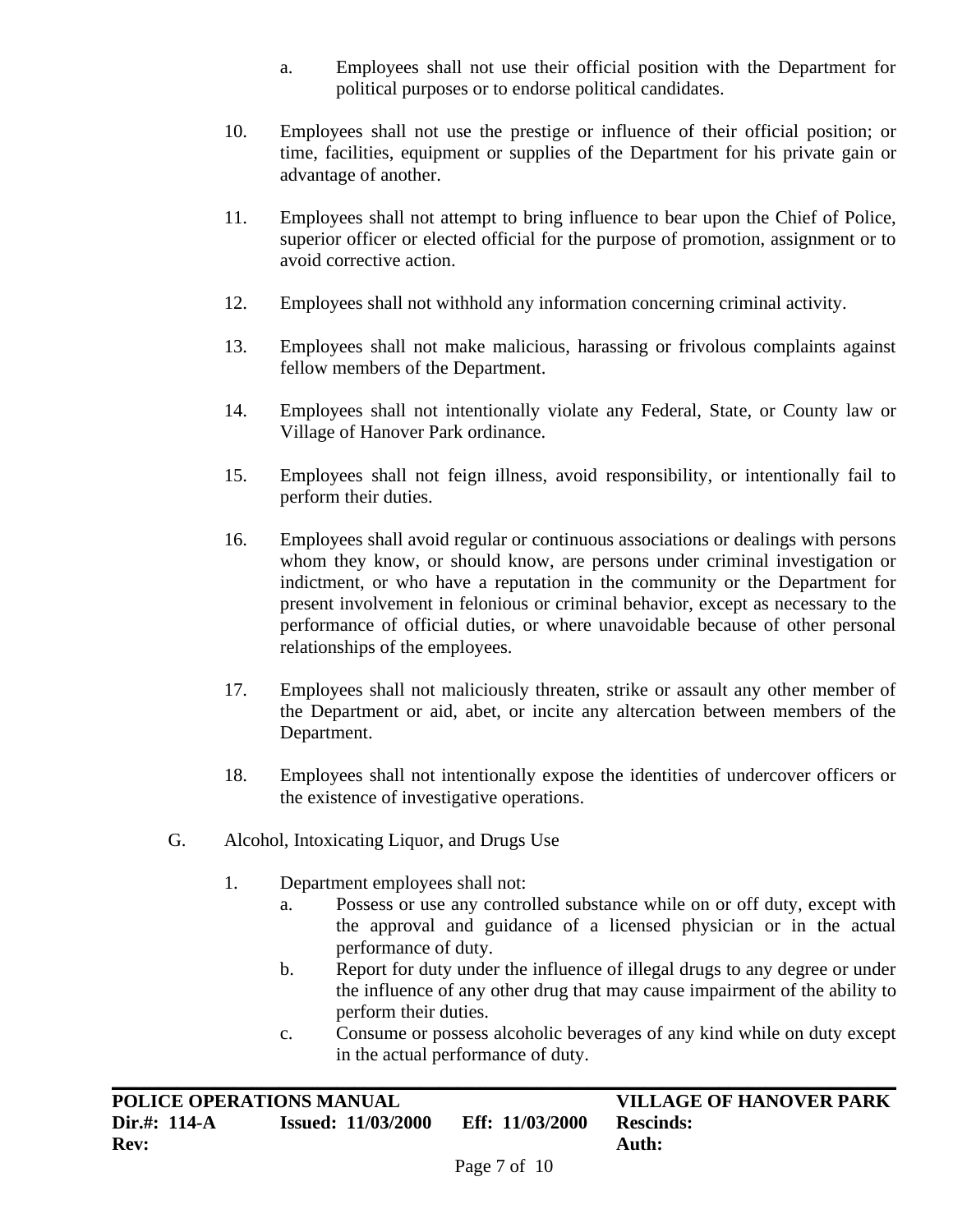a. Employees shall not use their official position with the Department for political purposes or to endorse political candidates.

10. Employees shall not use the prestige or influence of their official position; or time, facilities, equipment or supplies of the Department for his private gain or advantage of another.

11. Employees shall not attempt to bring influence to bear upon the Chief of Police, superior officer or elected official for the purpose of promotion, assignment or to avoid corrective action.

12. Employees shall not withhold any information concerning criminal activity.

13. Employees shall not make malicious, harassing or frivolous complaints against fellow members of the Department.

14. Employees shall not intentionally violate any Federal, State, or County law or Village of Hanover Park ordinance.

15. Employees shall not feign illness, avoid responsibility, or intentionally fail to perform their duties.

16. Employees shall avoid regular or continuous associations or dealings with persons whom they know, or should know, are persons under criminal investigation or indictment, or who have a reputation in the community or the Department for present involvement in felonious or criminal behavior, except as necessary to the performance of official duties, or where unavoidable because of other personal relationships of the employees.

17. Employees shall not maliciously threaten, strike or assault any other member of the Department or aid, abet, or incite any altercation between members of the Department.

18. Employees shall not intentionally expose the identities of undercover officers or the existence of investigative operations.

G. Alcohol, Intoxicating Liquor, and Drugs Use

1. Department employees shall not:
    a. Possess or use any controlled substance while on or off duty, except with the approval and guidance of a licensed physician or in the actual performance of duty.
    b. Report for duty under the influence of illegal drugs to any degree or under the influence of any other drug that may cause impairment of the ability to perform their duties.
    c. Consume or possess alcoholic beverages of any kind while on duty except in the actual performance of duty.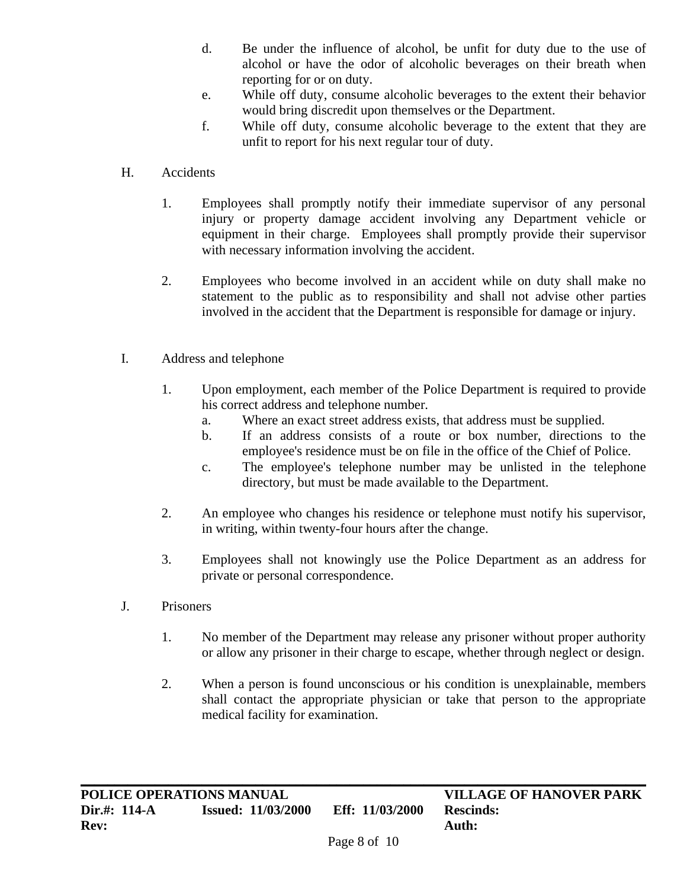d. Be under the influence of alcohol, be unfit for duty due to the use of alcohol or have the odor of alcoholic beverages on their breath when reporting for or on duty.
e. While off duty, consume alcoholic beverages to the extent their behavior would bring discredit upon themselves or the Department.
f. While off duty, consume alcoholic beverage to the extent that they are unfit to report for his next regular tour of duty.

H. Accidents

1. Employees shall promptly notify their immediate supervisor of any personal injury or property damage accident involving any Department vehicle or equipment in their charge. Employees shall promptly provide their supervisor with necessary information involving the accident.

2. Employees who become involved in an accident while on duty shall make no statement to the public as to responsibility and shall not advise other parties involved in the accident that the Department is responsible for damage or injury.

I. Address and telephone

1. Upon employment, each member of the Police Department is required to provide his correct address and telephone number.
   a. Where an exact street address exists, that address must be supplied.
   b. If an address consists of a route or box number, directions to the employee's residence must be on file in the office of the Chief of Police.
   c. The employee's telephone number may be unlisted in the telephone directory, but must be made available to the Department.

2. An employee who changes his residence or telephone must notify his supervisor, in writing, within twenty-four hours after the change.

3. Employees shall not knowingly use the Police Department as an address for private or personal correspondence.

J. Prisoners

1. No member of the Department may release any prisoner without proper authority or allow any prisoner in their charge to escape, whether through neglect or design.

2. When a person is found unconscious or his condition is unexplainable, members shall contact the appropriate physician or take that person to the appropriate medical facility for examination.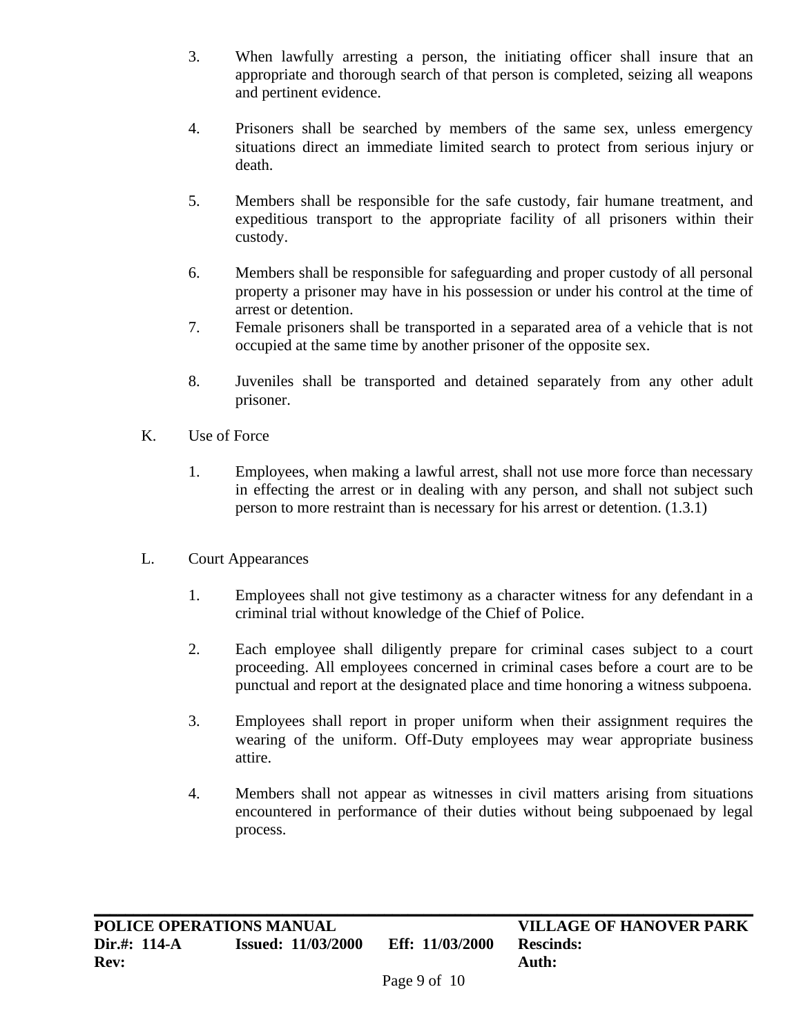3. When lawfully arresting a person, the initiating officer shall insure that an appropriate and thorough search of that person is completed, seizing all weapons and pertinent evidence.

4. Prisoners shall be searched by members of the same sex, unless emergency situations direct an immediate limited search to protect from serious injury or death.

5. Members shall be responsible for the safe custody, fair humane treatment, and expeditious transport to the appropriate facility of all prisoners within their custody.

6. Members shall be responsible for safeguarding and proper custody of all personal property a prisoner may have in his possession or under his control at the time of arrest or detention.

7. Female prisoners shall be transported in a separated area of a vehicle that is not occupied at the same time by another prisoner of the opposite sex.

8. Juveniles shall be transported and detained separately from any other adult prisoner.

K. Use of Force

1. Employees, when making a lawful arrest, shall not use more force than necessary in effecting the arrest or in dealing with any person, and shall not subject such person to more restraint than is necessary for his arrest or detention. (1.3.1)

L. Court Appearances

1. Employees shall not give testimony as a character witness for any defendant in a criminal trial without knowledge of the Chief of Police.

2. Each employee shall diligently prepare for criminal cases subject to a court proceeding. All employees concerned in criminal cases before a court are to be punctual and report at the designated place and time honoring a witness subpoena.

3. Employees shall report in proper uniform when their assignment requires the wearing of the uniform. Off-Duty employees may wear appropriate business attire.

4. Members shall not appear as witnesses in civil matters arising from situations encountered in performance of their duties without being subpoenaed by legal process.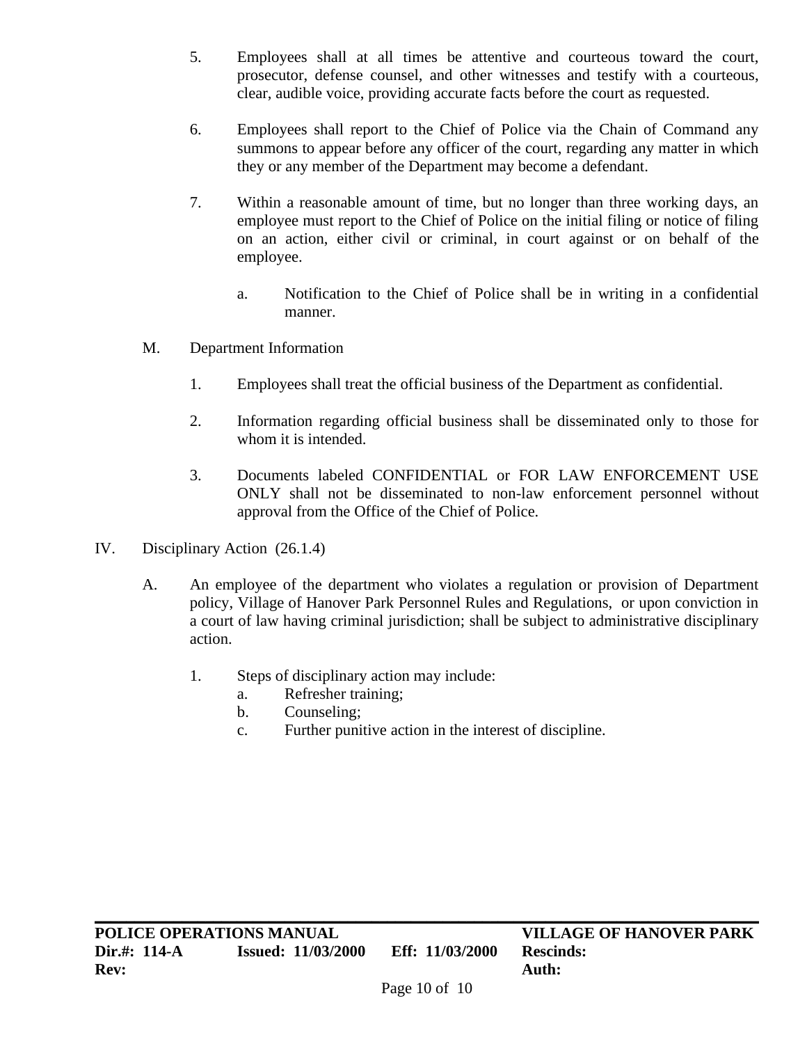5. Employees shall at all times be attentive and courteous toward the court, prosecutor, defense counsel, and other witnesses and testify with a courteous, clear, audible voice, providing accurate facts before the court as requested.

6. Employees shall report to the Chief of Police via the Chain of Command any summons to appear before any officer of the court, regarding any matter in which they or any member of the Department may become a defendant.

7. Within a reasonable amount of time, but no longer than three working days, an employee must report to the Chief of Police on the initial filing or notice of filing on an action, either civil or criminal, in court against or on behalf of the employee.

   a. Notification to the Chief of Police shall be in writing in a confidential manner.

M. Department Information

1. Employees shall treat the official business of the Department as confidential.

2. Information regarding official business shall be disseminated only to those for whom it is intended.

3. Documents labeled CONFIDENTIAL or FOR LAW ENFORCEMENT USE ONLY shall not be disseminated to non-law enforcement personnel without approval from the Office of the Chief of Police.

IV. Disciplinary Action (26.1.4)

A. An employee of the department who violates a regulation or provision of Department policy, Village of Hanover Park Personnel Rules and Regulations, or upon conviction in a court of law having criminal jurisdiction; shall be subject to administrative disciplinary action.

1. Steps of disciplinary action may include:
   a. Refresher training;
   b. Counseling;
   c. Further punitive action in the interest of discipline.